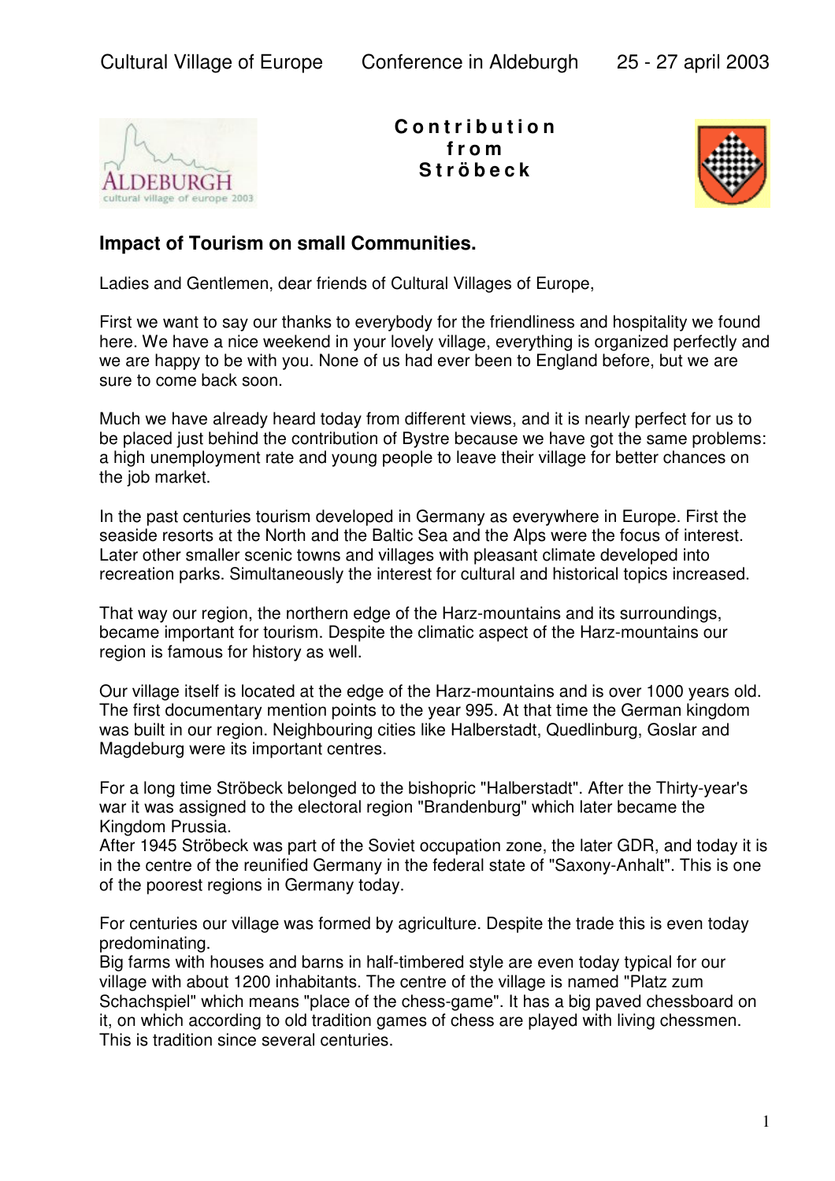Cultural Village of Europe Conference in Aldeburgh 25 - 27 april 2003

**Contribution from Ströbeck**

### Impact of Tourism on small Communities.

Ladies and Gentlemen, dear friends of Cultural Villages of Europe,

First we want to say our thanks to everybody for the friendliness and hospitality we found here. We have a nice weekend in your lovely village, everything is organized perfectly and we are happy to be with you. None of us had ever been to England before, but we are sure to come back soon.

Much we have already heard today from different views, and it is nearly perfect for us to be placed just behind the contribution of Bystre because we have got the same problems: a high unemployment rate and young people to leave their village for better chances on the job market.

In the past centuries tourism developed in Germany as everywhere in Europe. First the seaside resorts at the North and the Baltic Sea and the Alps were the focus of interest. Later other smaller scenic towns and villages with pleasant climate developed into recreation parks. Simultaneously the interest for cultural and historical topics increased.

That way our region, the northern edge of the Harz-mountains and its surroundings, became important for tourism. Despite the climatic aspect of the Harz-mountains our region is famous for history as well.

Our village itself is located at the edge of the Harz-mountains and is over 1000 years old. The first documentary mention points to the year 995. At that time the German kingdom was built in our region. Neighbouring cities like Halberstadt, Quedlinburg, Goslar and Magdeburg were its important centres.

For a long time Ströbeck belonged to the bishopric "Halberstadt". After the Thirty-year's war it was assigned to the electoral region "Brandenburg" which later became the Kingdom Prussia.
After 1945 Ströbeck was part of the Soviet occupation zone, the later GDR, and today it is in the centre of the reunified Germany in the federal state of "Saxony-Anhalt". This is one of the poorest regions in Germany today.

For centuries our village was formed by agriculture. Despite the trade this is even today predominating.
Big farms with houses and barns in half-timbered style are even today typical for our village with about 1200 inhabitants. The centre of the village is named "Platz zum Schachspiel" which means "place of the chess-game". It has a big paved chessboard on it, on which according to old tradition games of chess are played with living chessmen. This is tradition since several centuries.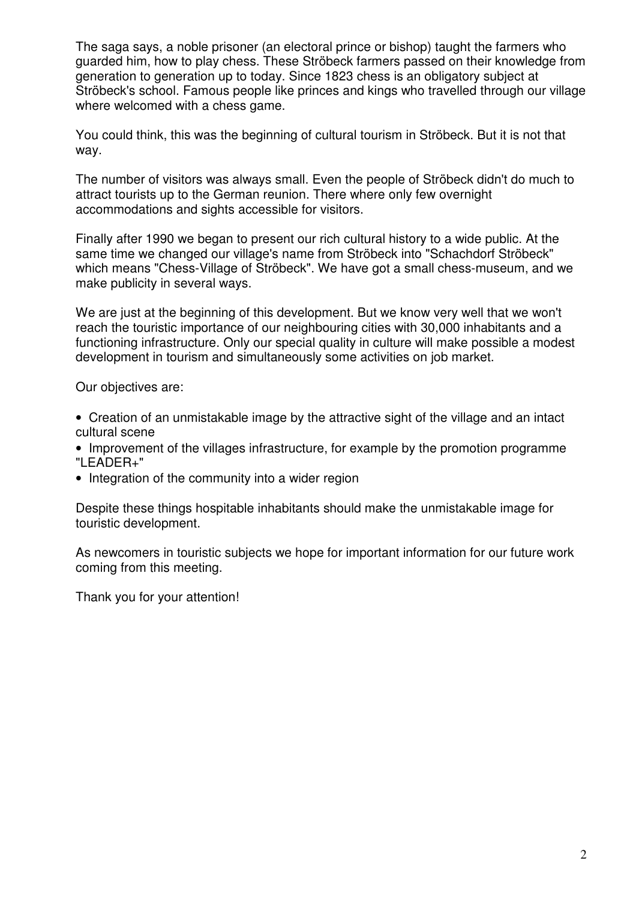The saga says, a noble prisoner (an electoral prince or bishop) taught the farmers who guarded him, how to play chess. These Ströbeck farmers passed on their knowledge from generation to generation up to today. Since 1823 chess is an obligatory subject at Ströbeck's school. Famous people like princes and kings who travelled through our village where welcomed with a chess game.

You could think, this was the beginning of cultural tourism in Ströbeck. But it is not that way.

The number of visitors was always small. Even the people of Ströbeck didn't do much to attract tourists up to the German reunion. There where only few overnight accommodations and sights accessible for visitors.

Finally after 1990 we began to present our rich cultural history to a wide public. At the same time we changed our village's name from Ströbeck into "Schachdorf Ströbeck" which means "Chess-Village of Ströbeck". We have got a small chess-museum, and we make publicity in several ways.

We are just at the beginning of this development. But we know very well that we won't reach the touristic importance of our neighbouring cities with 30,000 inhabitants and a functioning infrastructure. Only our special quality in culture will make possible a modest development in tourism and simultaneously some activities on job market.

Our objectives are:

- Creation of an unmistakable image by the attractive sight of the village and an intact cultural scene
- Improvement of the villages infrastructure, for example by the promotion programme "LEADER+"
- Integration of the community into a wider region

Despite these things hospitable inhabitants should make the unmistakable image for touristic development.

As newcomers in touristic subjects we hope for important information for our future work coming from this meeting.

Thank you for your attention!